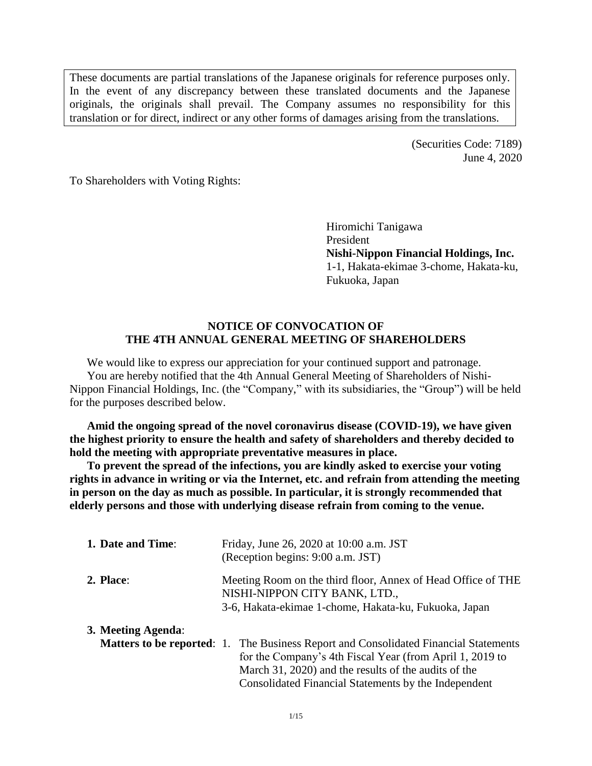These documents are partial translations of the Japanese originals for reference purposes only. In the event of any discrepancy between these translated documents and the Japanese originals, the originals shall prevail. The Company assumes no responsibility for this translation or for direct, indirect or any other forms of damages arising from the translations.

(Securities Code: 7189)
June 4, 2020

To Shareholders with Voting Rights:

Hiromichi Tanigawa
President
**Nishi-Nippon Financial Holdings, Inc.**
1-1, Hakata-ekimae 3-chome, Hakata-ku, Fukuoka, Japan

# NOTICE OF CONVOCATION OF THE 4TH ANNUAL GENERAL MEETING OF SHAREHOLDERS

We would like to express our appreciation for your continued support and patronage.

You are hereby notified that the 4th Annual General Meeting of Shareholders of Nishi-Nippon Financial Holdings, Inc. (the "Company," with its subsidiaries, the "Group") will be held for the purposes described below.

**Amid the ongoing spread of the novel coronavirus disease (COVID-19), we have given the highest priority to ensure the health and safety of shareholders and thereby decided to hold the meeting with appropriate preventative measures in place.**

**To prevent the spread of the infections, you are kindly asked to exercise your voting rights in advance in writing or via the Internet, etc. and refrain from attending the meeting in person on the day as much as possible. In particular, it is strongly recommended that elderly persons and those with underlying disease refrain from coming to the venue.**

**1. Date and Time**: Friday, June 26, 2020 at 10:00 a.m. JST
(Reception begins: 9:00 a.m. JST)

**2. Place**: Meeting Room on the third floor, Annex of Head Office of THE NISHI-NIPPON CITY BANK, LTD.,
3-6, Hakata-ekimae 1-chome, Hakata-ku, Fukuoka, Japan

**3. Meeting Agenda**:

**Matters to be reported**: 1. The Business Report and Consolidated Financial Statements for the Company's 4th Fiscal Year (from April 1, 2019 to March 31, 2020) and the results of the audits of the Consolidated Financial Statements by the Independent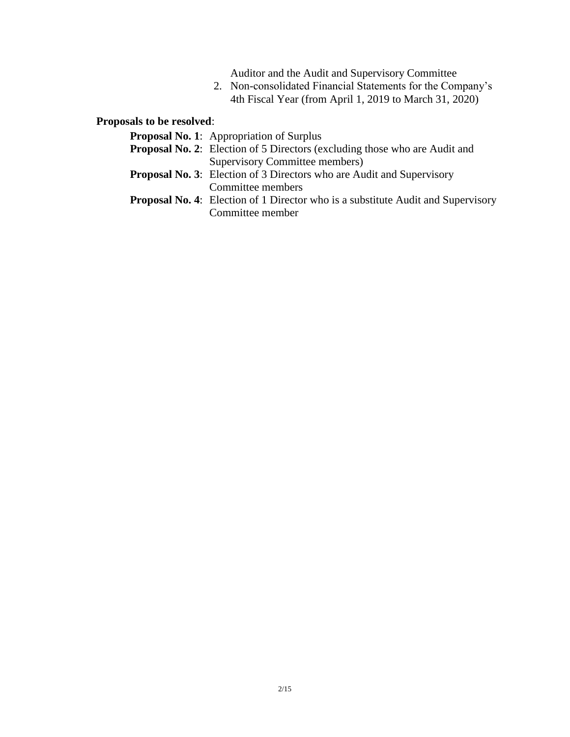Auditor and the Audit and Supervisory Committee

2. Non-consolidated Financial Statements for the Company's 4th Fiscal Year (from April 1, 2019 to March 31, 2020)

**Proposals to be resolved**:

**Proposal No. 1**: Appropriation of Surplus

**Proposal No. 2**: Election of 5 Directors (excluding those who are Audit and Supervisory Committee members)

**Proposal No. 3**: Election of 3 Directors who are Audit and Supervisory Committee members

**Proposal No. 4**: Election of 1 Director who is a substitute Audit and Supervisory Committee member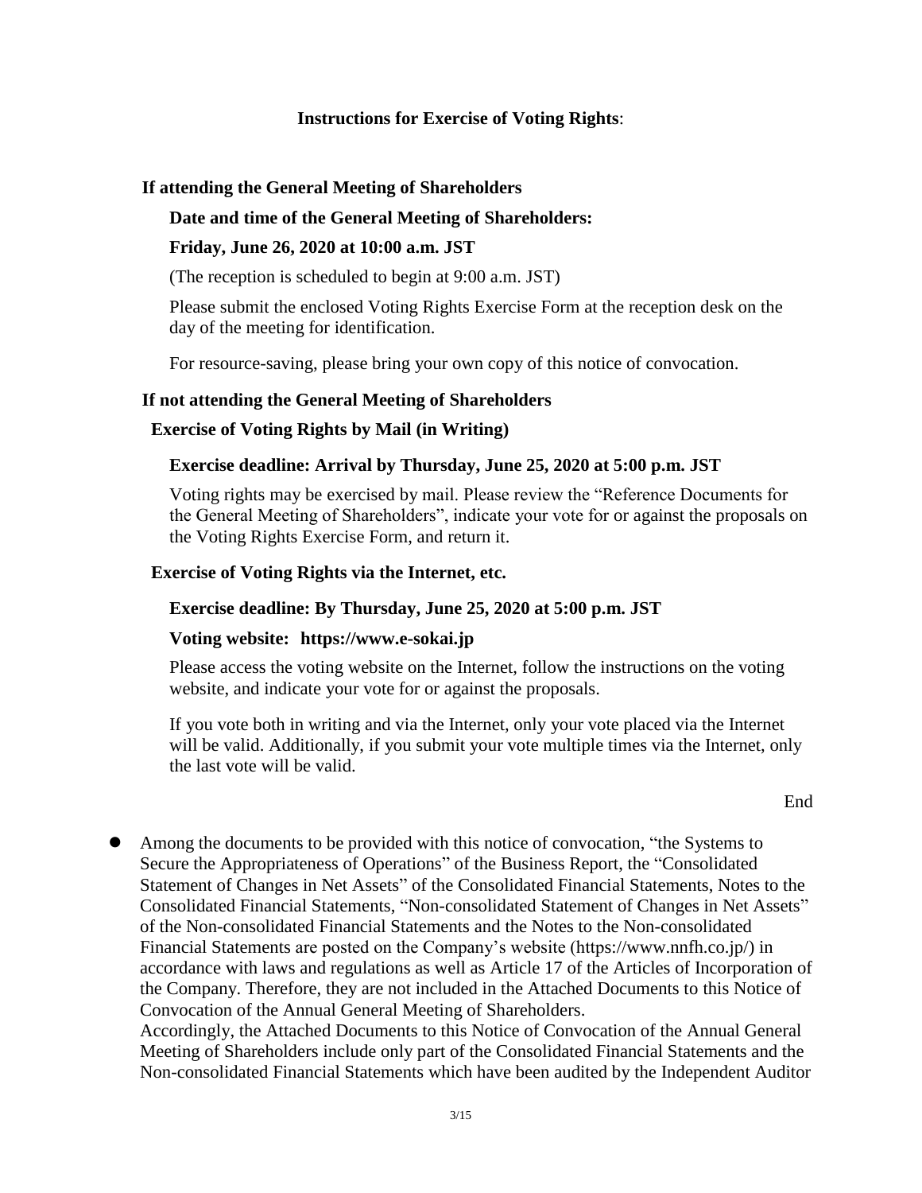## **Instructions for Exercise of Voting Rights**:

### If attending the General Meeting of Shareholders

**Date and time of the General Meeting of Shareholders:**

**Friday, June 26, 2020 at 10:00 a.m. JST**

(The reception is scheduled to begin at 9:00 a.m. JST)

Please submit the enclosed Voting Rights Exercise Form at the reception desk on the day of the meeting for identification.

For resource-saving, please bring your own copy of this notice of convocation.

### If not attending the General Meeting of Shareholders

#### Exercise of Voting Rights by Mail (in Writing)

**Exercise deadline: Arrival by Thursday, June 25, 2020 at 5:00 p.m. JST**

Voting rights may be exercised by mail. Please review the "Reference Documents for the General Meeting of Shareholders", indicate your vote for or against the proposals on the Voting Rights Exercise Form, and return it.

#### Exercise of Voting Rights via the Internet, etc.

**Exercise deadline: By Thursday, June 25, 2020 at 5:00 p.m. JST**

**Voting website: https://www.e-sokai.jp**

Please access the voting website on the Internet, follow the instructions on the voting website, and indicate your vote for or against the proposals.

If you vote both in writing and via the Internet, only your vote placed via the Internet will be valid. Additionally, if you submit your vote multiple times via the Internet, only the last vote will be valid.

End

- Among the documents to be provided with this notice of convocation, "the Systems to Secure the Appropriateness of Operations" of the Business Report, the "Consolidated Statement of Changes in Net Assets" of the Consolidated Financial Statements, Notes to the Consolidated Financial Statements, "Non-consolidated Statement of Changes in Net Assets" of the Non-consolidated Financial Statements and the Notes to the Non-consolidated Financial Statements are posted on the Company's website (https://www.nnfh.co.jp/) in accordance with laws and regulations as well as Article 17 of the Articles of Incorporation of the Company. Therefore, they are not included in the Attached Documents to this Notice of Convocation of the Annual General Meeting of Shareholders.
  Accordingly, the Attached Documents to this Notice of Convocation of the Annual General Meeting of Shareholders include only part of the Consolidated Financial Statements and the Non-consolidated Financial Statements which have been audited by the Independent Auditor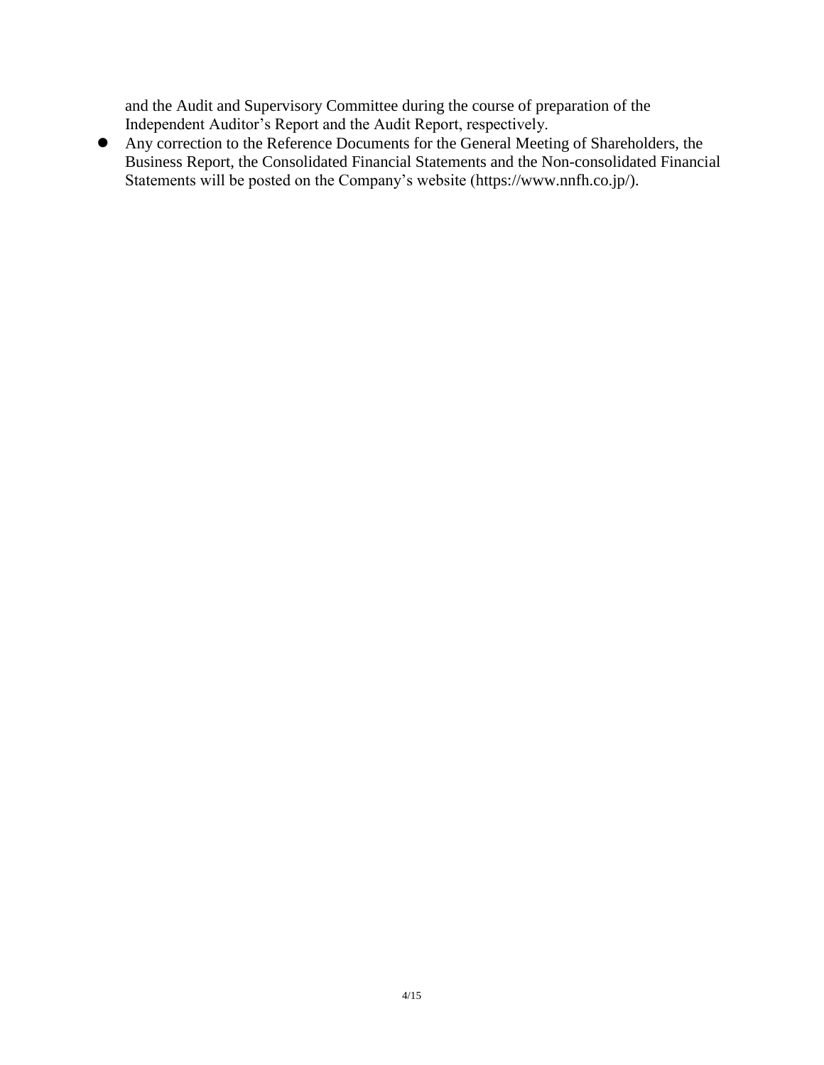and the Audit and Supervisory Committee during the course of preparation of the Independent Auditor's Report and the Audit Report, respectively.

- Any correction to the Reference Documents for the General Meeting of Shareholders, the Business Report, the Consolidated Financial Statements and the Non-consolidated Financial Statements will be posted on the Company's website (https://www.nnfh.co.jp/).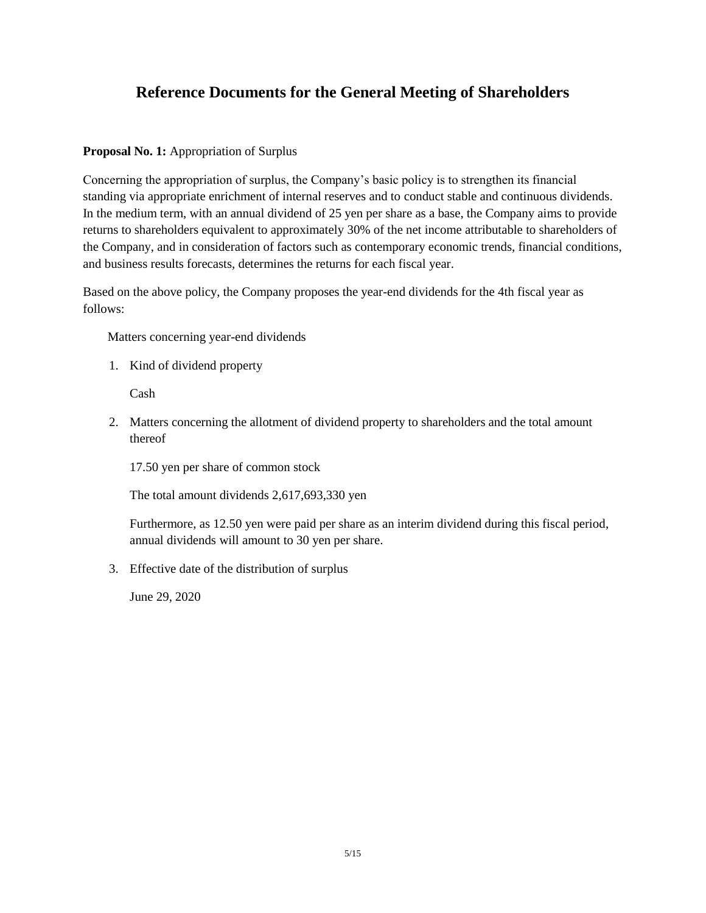# Reference Documents for the General Meeting of Shareholders

**Proposal No. 1:** Appropriation of Surplus

Concerning the appropriation of surplus, the Company's basic policy is to strengthen its financial standing via appropriate enrichment of internal reserves and to conduct stable and continuous dividends. In the medium term, with an annual dividend of 25 yen per share as a base, the Company aims to provide returns to shareholders equivalent to approximately 30% of the net income attributable to shareholders of the Company, and in consideration of factors such as contemporary economic trends, financial conditions, and business results forecasts, determines the returns for each fiscal year.

Based on the above policy, the Company proposes the year-end dividends for the 4th fiscal year as follows:

Matters concerning year-end dividends

1. Kind of dividend property

   Cash

2. Matters concerning the allotment of dividend property to shareholders and the total amount thereof

   17.50 yen per share of common stock

   The total amount dividends 2,617,693,330 yen

   Furthermore, as 12.50 yen were paid per share as an interim dividend during this fiscal period, annual dividends will amount to 30 yen per share.

3. Effective date of the distribution of surplus

   June 29, 2020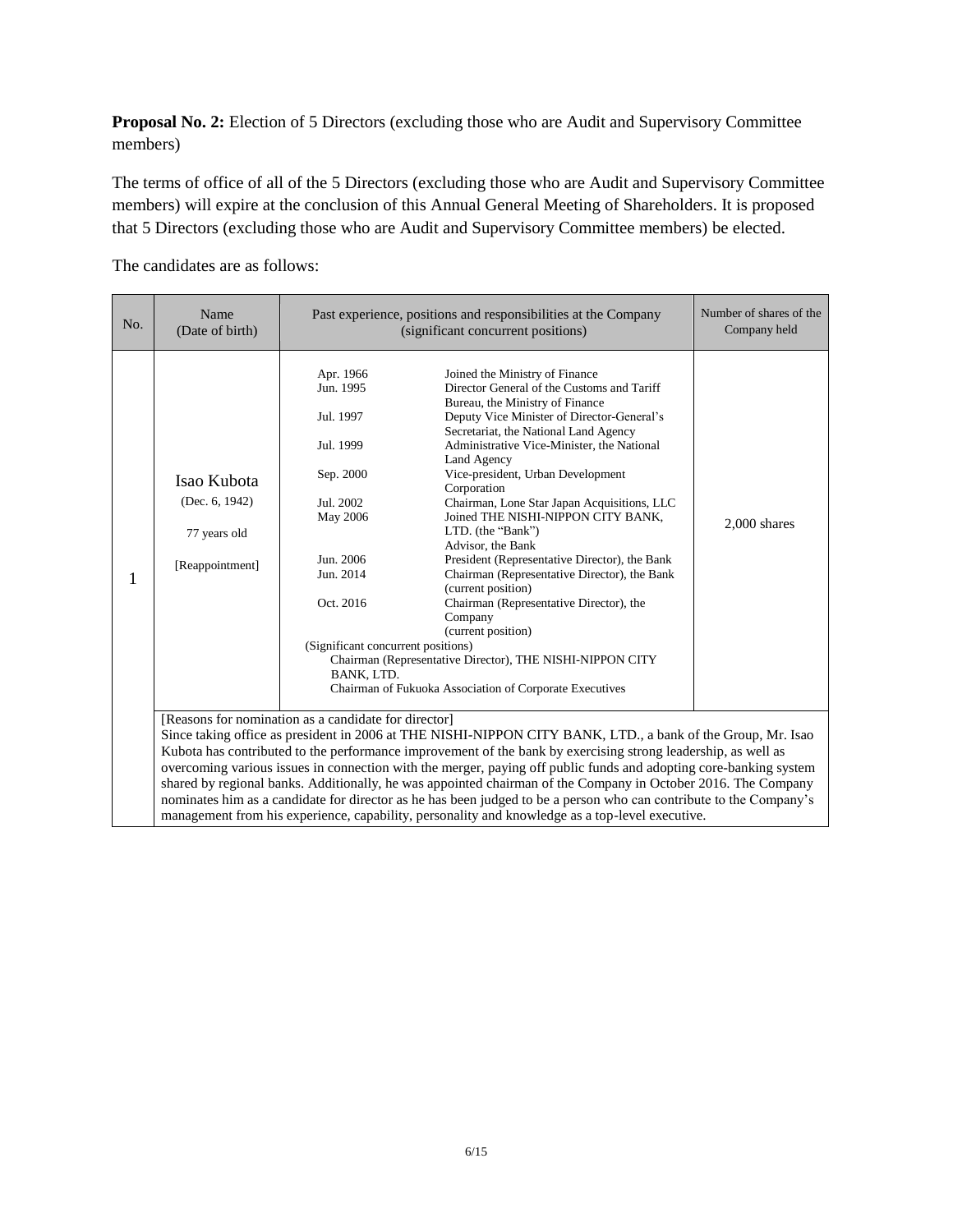**Proposal No. 2:** Election of 5 Directors (excluding those who are Audit and Supervisory Committee members)

The terms of office of all of the 5 Directors (excluding those who are Audit and Supervisory Committee members) will expire at the conclusion of this Annual General Meeting of Shareholders. It is proposed that 5 Directors (excluding those who are Audit and Supervisory Committee members) be elected.

The candidates are as follows:

| No. | Name (Date of birth) | Past experience, positions and responsibilities at the Company (significant concurrent positions) | Number of shares of the Company held |
|---|---|---|---|
| 1 | Isao Kubota (Dec. 6, 1942) 77 years old [Reappointment] | Apr. 1966 Joined the Ministry of Finance<br>Jun. 1995 Director General of the Customs and Tariff Bureau, the Ministry of Finance<br>Jul. 1997 Deputy Vice Minister of Director-General's Secretariat, the National Land Agency<br>Jul. 1999 Administrative Vice-Minister, the National Land Agency<br>Sep. 2000 Vice-president, Urban Development Corporation<br>Jul. 2002 Chairman, Lone Star Japan Acquisitions, LLC<br>May 2006 Joined THE NISHI-NIPPON CITY BANK, LTD. (the "Bank") Advisor, the Bank<br>Jun. 2006 President (Representative Director), the Bank<br>Jun. 2014 Chairman (Representative Director), the Bank (current position)<br>Oct. 2016 Chairman (Representative Director), the Company (current position)<br>(Significant concurrent positions)<br>Chairman (Representative Director), THE NISHI-NIPPON CITY BANK, LTD.<br>Chairman of Fukuoka Association of Corporate Executives | 2,000 shares |
| | [Reasons for nomination as a candidate for director]<br>Since taking office as president in 2006 at THE NISHI-NIPPON CITY BANK, LTD., a bank of the Group, Mr. Isao Kubota has contributed to the performance improvement of the bank by exercising strong leadership, as well as overcoming various issues in connection with the merger, paying off public funds and adopting core-banking system shared by regional banks. Additionally, he was appointed chairman of the Company in October 2016. The Company nominates him as a candidate for director as he has been judged to be a person who can contribute to the Company's management from his experience, capability, personality and knowledge as a top-level executive. | | |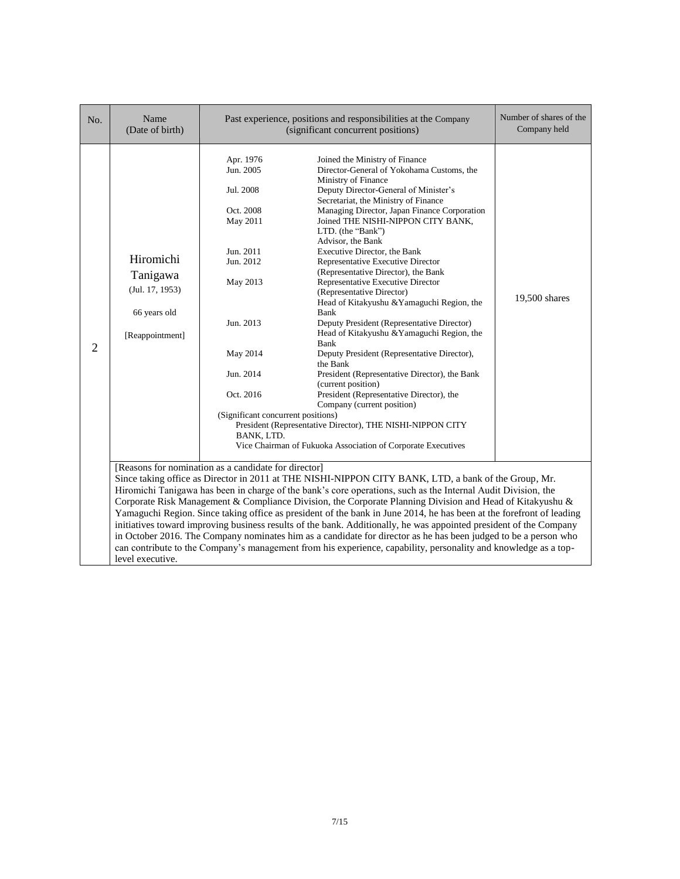| No. | Name (Date of birth) | Past experience, positions and responsibilities at the Company (significant concurrent positions) | | Number of shares of the Company held |
|---|---|---|---|---|
| 2 | Hiromichi Tanigawa<br>(Jul. 17, 1953)<br><br>66 years old<br><br>[Reappointment] | Apr. 1976<br>Jun. 2005<br><br>Jul. 2008<br><br>Oct. 2008<br>May 2011<br><br><br>Jun. 2011<br>Jun. 2012<br><br>May 2013<br><br><br><br>Jun. 2013<br><br><br>May 2014<br><br>Jun. 2014<br><br>Oct. 2016 | Joined the Ministry of Finance<br>Director-General of Yokohama Customs, the Ministry of Finance<br>Deputy Director-General of Minister's Secretariat, the Ministry of Finance<br>Managing Director, Japan Finance Corporation<br>Joined THE NISHI-NIPPON CITY BANK, LTD. (the "Bank")<br>Advisor, the Bank<br>Executive Director, the Bank<br>Representative Executive Director (Representative Director), the Bank<br>Representative Executive Director (Representative Director)<br>Head of Kitakyushu &Yamaguchi Region, the Bank<br>Deputy President (Representative Director)<br>Head of Kitakyushu &Yamaguchi Region, the Bank<br>Deputy President (Representative Director), the Bank<br>President (Representative Director), the Bank (current position)<br>President (Representative Director), the Company (current position) | 19,500 shares |
| | | (Significant concurrent positions)<br>President (Representative Director), THE NISHI-NIPPON CITY BANK, LTD.<br>Vice Chairman of Fukuoka Association of Corporate Executives | | |
| | [Reasons for nomination as a candidate for director]<br>Since taking office as Director in 2011 at THE NISHI-NIPPON CITY BANK, LTD, a bank of the Group, Mr. Hiromichi Tanigawa has been in charge of the bank's core operations, such as the Internal Audit Division, the Corporate Risk Management & Compliance Division, the Corporate Planning Division and Head of Kitakyushu & Yamaguchi Region. Since taking office as president of the bank in June 2014, he has been at the forefront of leading initiatives toward improving business results of the bank. Additionally, he was appointed president of the Company in October 2016. The Company nominates him as a candidate for director as he has been judged to be a person who can contribute to the Company's management from his experience, capability, personality and knowledge as a top-level executive. | | | |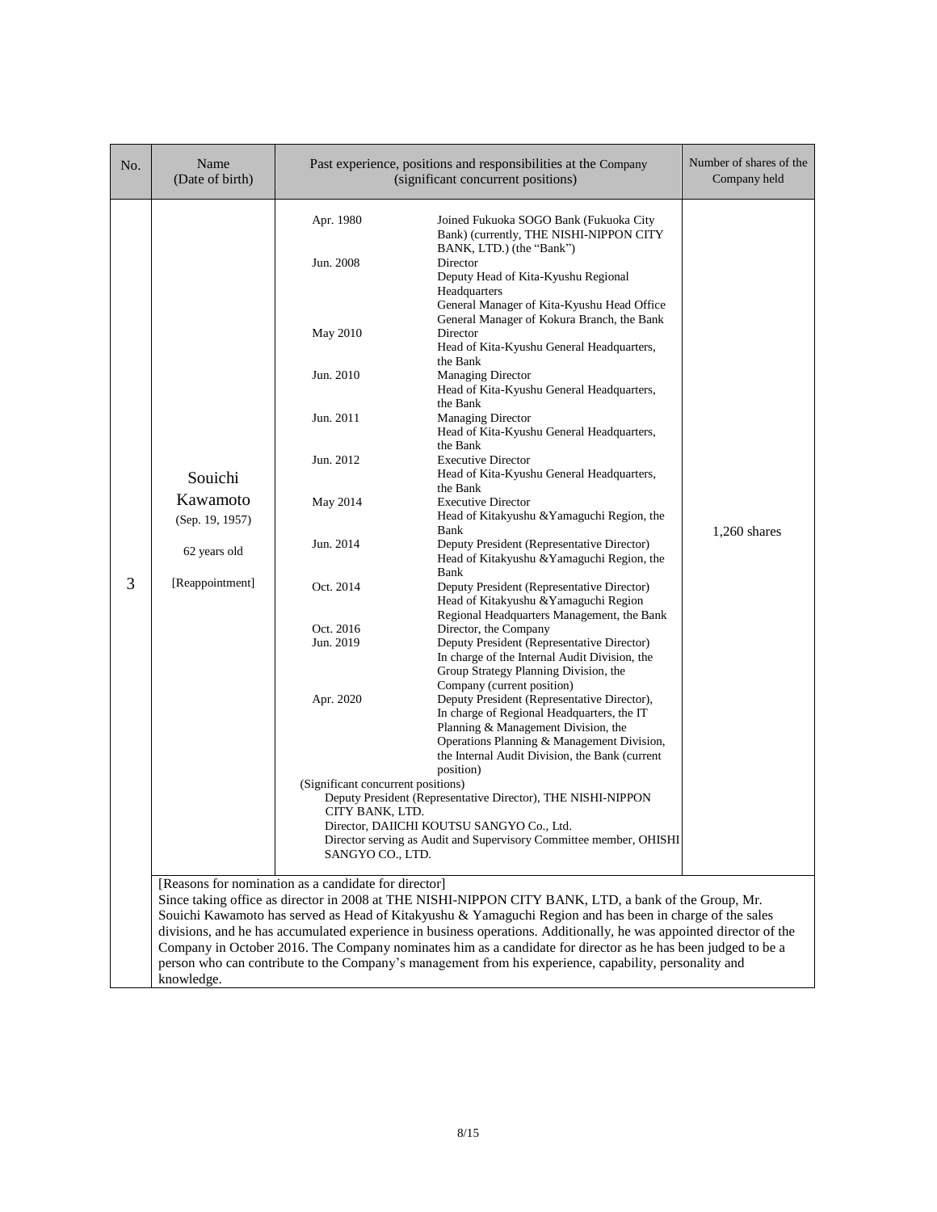| No. | Name (Date of birth) | Past experience, positions and responsibilities at the Company (significant concurrent positions) | | Number of shares of the Company held |
|---|---|---|---|---|
| 3 | Souichi Kawamoto<br>(Sep. 19, 1957)<br><br>62 years old<br><br>[Reappointment] | Apr. 1980 | Joined Fukuoka SOGO Bank (Fukuoka City Bank) (currently, THE NISHI-NIPPON CITY BANK, LTD.) (the "Bank") | 1,260 shares |
| | | Jun. 2008 | Director<br>Deputy Head of Kita-Kyushu Regional Headquarters<br>General Manager of Kita-Kyushu Head Office<br>General Manager of Kokura Branch, the Bank | |
| | | May 2010 | Director<br>Head of Kita-Kyushu General Headquarters, the Bank | |
| | | Jun. 2010 | Managing Director<br>Head of Kita-Kyushu General Headquarters, the Bank | |
| | | Jun. 2011 | Managing Director<br>Head of Kita-Kyushu General Headquarters, the Bank | |
| | | Jun. 2012 | Executive Director<br>Head of Kita-Kyushu General Headquarters, the Bank | |
| | | May 2014 | Executive Director<br>Head of Kitakyushu &Yamaguchi Region, the Bank | |
| | | Jun. 2014 | Deputy President (Representative Director)<br>Head of Kitakyushu &Yamaguchi Region, the Bank | |
| | | Oct. 2014 | Deputy President (Representative Director)<br>Head of Kitakyushu &Yamaguchi Region Regional Headquarters Management, the Bank | |
| | | Oct. 2016 | Director, the Company | |
| | | Jun. 2019 | Deputy President (Representative Director)<br>In charge of the Internal Audit Division, the Group Strategy Planning Division, the Company (current position) | |
| | | Apr. 2020 | Deputy President (Representative Director), In charge of Regional Headquarters, the IT Planning & Management Division, the Operations Planning & Management Division, the Internal Audit Division, the Bank (current position) | |
| | | (Significant concurrent positions)<br>Deputy President (Representative Director), THE NISHI-NIPPON CITY BANK, LTD.<br>Director, DAIICHI KOUTSU SANGYO Co., Ltd.<br>Director serving as Audit and Supervisory Committee member, OHISHI SANGYO CO., LTD. | | |
| | [Reasons for nomination as a candidate for director]<br>Since taking office as director in 2008 at THE NISHI-NIPPON CITY BANK, LTD, a bank of the Group, Mr. Souichi Kawamoto has served as Head of Kitakyushu & Yamaguchi Region and has been in charge of the sales divisions, and he has accumulated experience in business operations. Additionally, he was appointed director of the Company in October 2016. The Company nominates him as a candidate for director as he has been judged to be a person who can contribute to the Company's management from his experience, capability, personality and knowledge. | | | |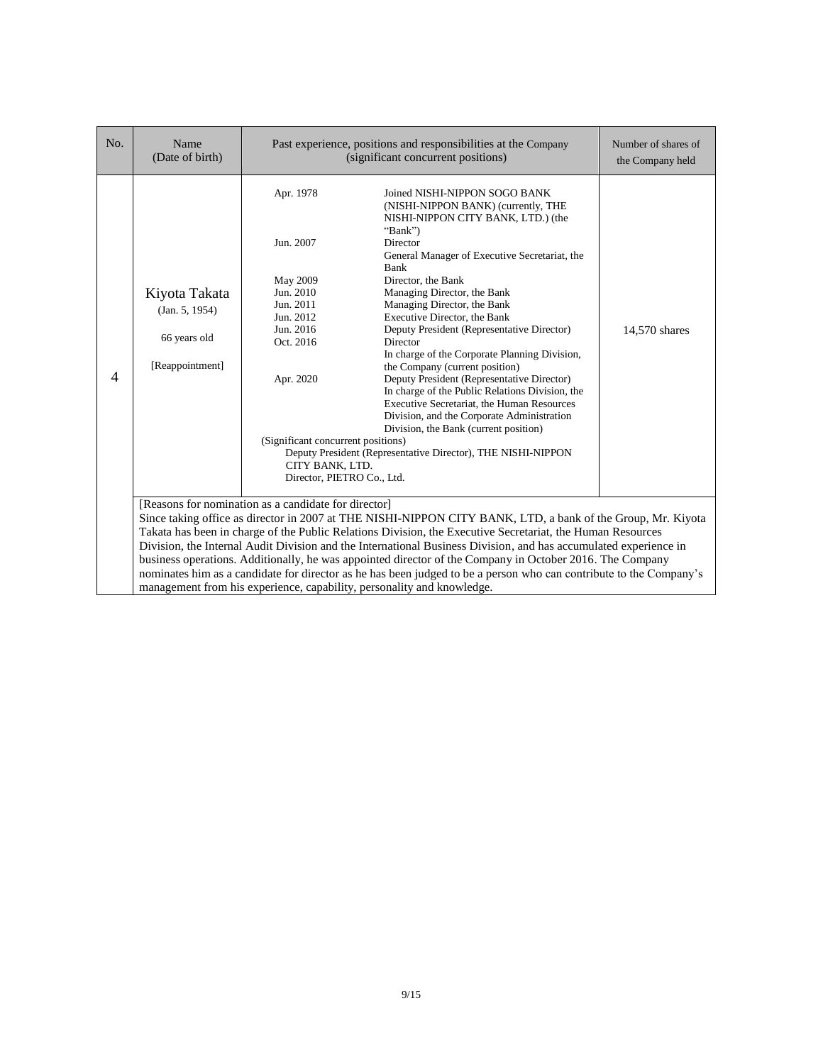| No. | Name (Date of birth) | Past experience, positions and responsibilities at the Company (significant concurrent positions) | Number of shares of the Company held |
|---|---|---|---|
| 4 | Kiyota Takata (Jan. 5, 1954) 66 years old [Reappointment] | Apr. 1978 Joined NISHI-NIPPON SOGO BANK (NISHI-NIPPON BANK) (currently, THE NISHI-NIPPON CITY BANK, LTD.) (the "Bank")<br>Jun. 2007 Director<br>General Manager of Executive Secretariat, the Bank<br>May 2009 Director, the Bank<br>Jun. 2010 Managing Director, the Bank<br>Jun. 2011 Managing Director, the Bank<br>Jun. 2012 Executive Director, the Bank<br>Jun. 2016 Deputy President (Representative Director)<br>Oct. 2016 Director<br>In charge of the Corporate Planning Division, the Company (current position)<br>Apr. 2020 Deputy President (Representative Director)<br>In charge of the Public Relations Division, the Executive Secretariat, the Human Resources Division, and the Corporate Administration Division, the Bank (current position)<br>(Significant concurrent positions)<br>Deputy President (Representative Director), THE NISHI-NIPPON CITY BANK, LTD.<br>Director, PIETRO Co., Ltd. | 14,570 shares |
| | [Reasons for nomination as a candidate for director]<br>Since taking office as director in 2007 at THE NISHI-NIPPON CITY BANK, LTD, a bank of the Group, Mr. Kiyota Takata has been in charge of the Public Relations Division, the Executive Secretariat, the Human Resources Division, the Internal Audit Division and the International Business Division, and has accumulated experience in business operations. Additionally, he was appointed director of the Company in October 2016. The Company nominates him as a candidate for director as he has been judged to be a person who can contribute to the Company's management from his experience, capability, personality and knowledge. | | |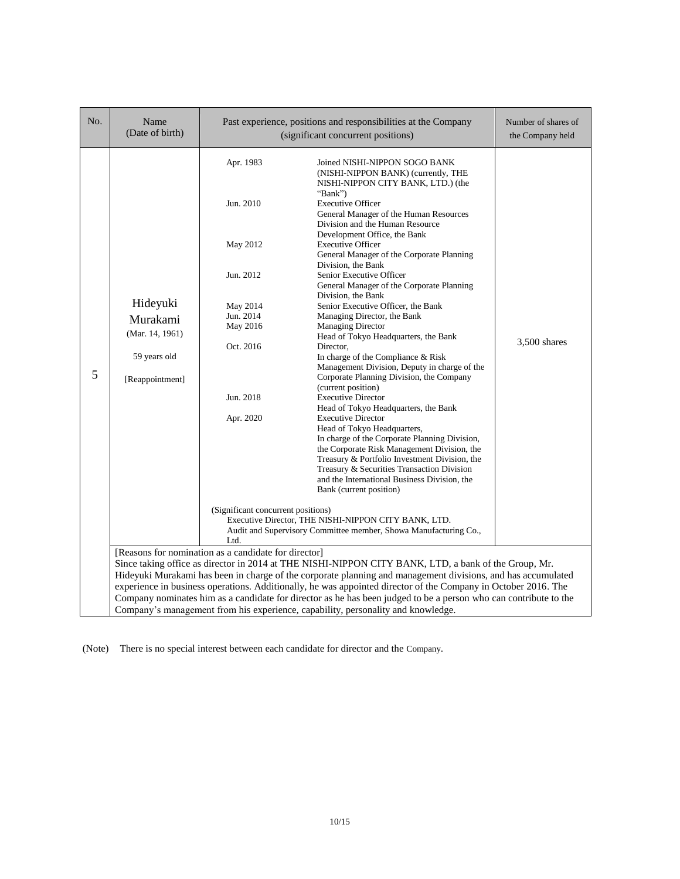| No. | Name (Date of birth) | Past experience, positions and responsibilities at the Company (significant concurrent positions) | | Number of shares of the Company held |
|---|---|---|---|---|
| 5 | Hideyuki Murakami (Mar. 14, 1961) 59 years old [Reappointment] | Apr. 1983 | Joined NISHI-NIPPON SOGO BANK (NISHI-NIPPON BANK) (currently, THE NISHI-NIPPON CITY BANK, LTD.) (the "Bank") | 3,500 shares |
| | | Jun. 2010 | Executive Officer General Manager of the Human Resources Division and the Human Resource Development Office, the Bank | |
| | | May 2012 | Executive Officer General Manager of the Corporate Planning Division, the Bank | |
| | | Jun. 2012 | Senior Executive Officer General Manager of the Corporate Planning Division, the Bank | |
| | | May 2014 | Senior Executive Officer, the Bank | |
| | | Jun. 2014 | Managing Director, the Bank | |
| | | May 2016 | Managing Director Head of Tokyo Headquarters, the Bank | |
| | | Oct. 2016 | Director, In charge of the Compliance & Risk Management Division, Deputy in charge of the Corporate Planning Division, the Company (current position) | |
| | | Jun. 2018 | Executive Director Head of Tokyo Headquarters, the Bank | |
| | | Apr. 2020 | Executive Director Head of Tokyo Headquarters, In charge of the Corporate Planning Division, the Corporate Risk Management Division, the Treasury & Portfolio Investment Division, the Treasury & Securities Transaction Division and the International Business Division, the Bank (current position) | |
| | | (Significant concurrent positions) Executive Director, THE NISHI-NIPPON CITY BANK, LTD. Audit and Supervisory Committee member, Showa Manufacturing Co., Ltd. | | |
| | [Reasons for nomination as a candidate for director] Since taking office as director in 2014 at THE NISHI-NIPPON CITY BANK, LTD, a bank of the Group, Mr. Hideyuki Murakami has been in charge of the corporate planning and management divisions, and has accumulated experience in business operations. Additionally, he was appointed director of the Company in October 2016. The Company nominates him as a candidate for director as he has been judged to be a person who can contribute to the Company's management from his experience, capability, personality and knowledge. | | | |

(Note) There is no special interest between each candidate for director and the Company.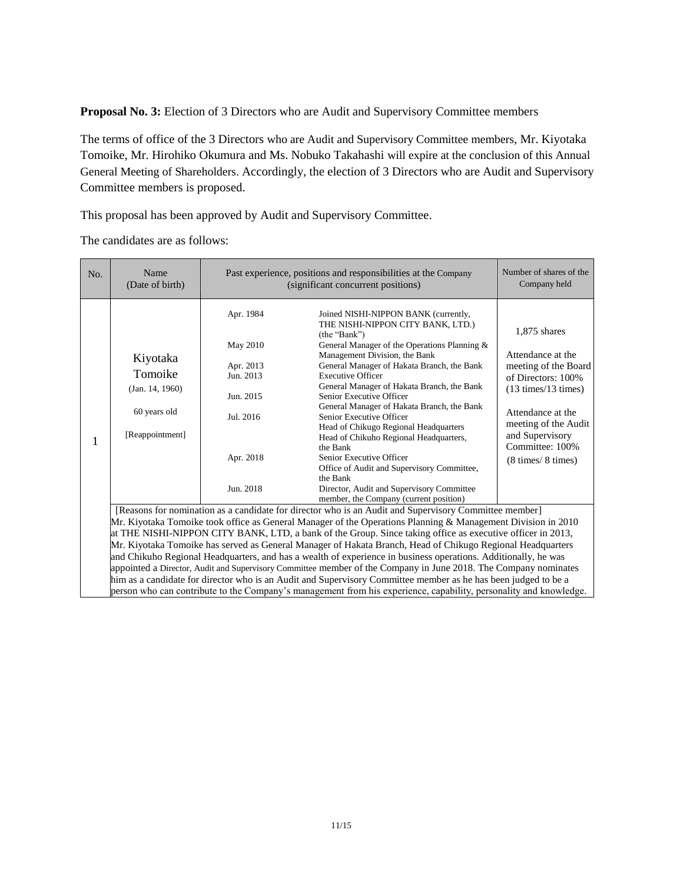**Proposal No. 3:** Election of 3 Directors who are Audit and Supervisory Committee members

The terms of office of the 3 Directors who are Audit and Supervisory Committee members, Mr. Kiyotaka Tomoike, Mr. Hirohiko Okumura and Ms. Nobuko Takahashi will expire at the conclusion of this Annual General Meeting of Shareholders. Accordingly, the election of 3 Directors who are Audit and Supervisory Committee members is proposed.

This proposal has been approved by Audit and Supervisory Committee.

The candidates are as follows:

| No. | Name (Date of birth) | Past experience, positions and responsibilities at the Company (significant concurrent positions) | | Number of shares of the Company held |
|---|---|---|---|---|
| 1 | Kiyotaka Tomoike<br>(Jan. 14, 1960)<br>60 years old<br>[Reappointment] | Apr. 1984 | Joined NISHI-NIPPON BANK (currently, THE NISHI-NIPPON CITY BANK, LTD.) (the "Bank") | 1,875 shares<br><br>Attendance at the meeting of the Board of Directors: 100% (13 times/13 times)<br><br>Attendance at the meeting of the Audit and Supervisory Committee: 100% (8 times/ 8 times) |
| | | May 2010 | General Manager of the Operations Planning & Management Division, the Bank | |
| | | Apr. 2013 | General Manager of Hakata Branch, the Bank | |
| | | Jun. 2013 | Executive Officer<br>General Manager of Hakata Branch, the Bank | |
| | | Jun. 2015 | Senior Executive Officer<br>General Manager of Hakata Branch, the Bank | |
| | | Jul. 2016 | Senior Executive Officer<br>Head of Chikugo Regional Headquarters<br>Head of Chikuho Regional Headquarters, the Bank | |
| | | Apr. 2018 | Senior Executive Officer<br>Office of Audit and Supervisory Committee, the Bank | |
| | | Jun. 2018 | Director, Audit and Supervisory Committee member, the Company (current position) | |
| | [Reasons for nomination as a candidate for director who is an Audit and Supervisory Committee member]<br>Mr. Kiyotaka Tomoike took office as General Manager of the Operations Planning & Management Division in 2010 at THE NISHI-NIPPON CITY BANK, LTD, a bank of the Group. Since taking office as executive officer in 2013, Mr. Kiyotaka Tomoike has served as General Manager of Hakata Branch, Head of Chikugo Regional Headquarters and Chikuho Regional Headquarters, and has a wealth of experience in business operations. Additionally, he was appointed a Director, Audit and Supervisory Committee member of the Company in June 2018. The Company nominates him as a candidate for director who is an Audit and Supervisory Committee member as he has been judged to be a person who can contribute to the Company's management from his experience, capability, personality and knowledge. | | | |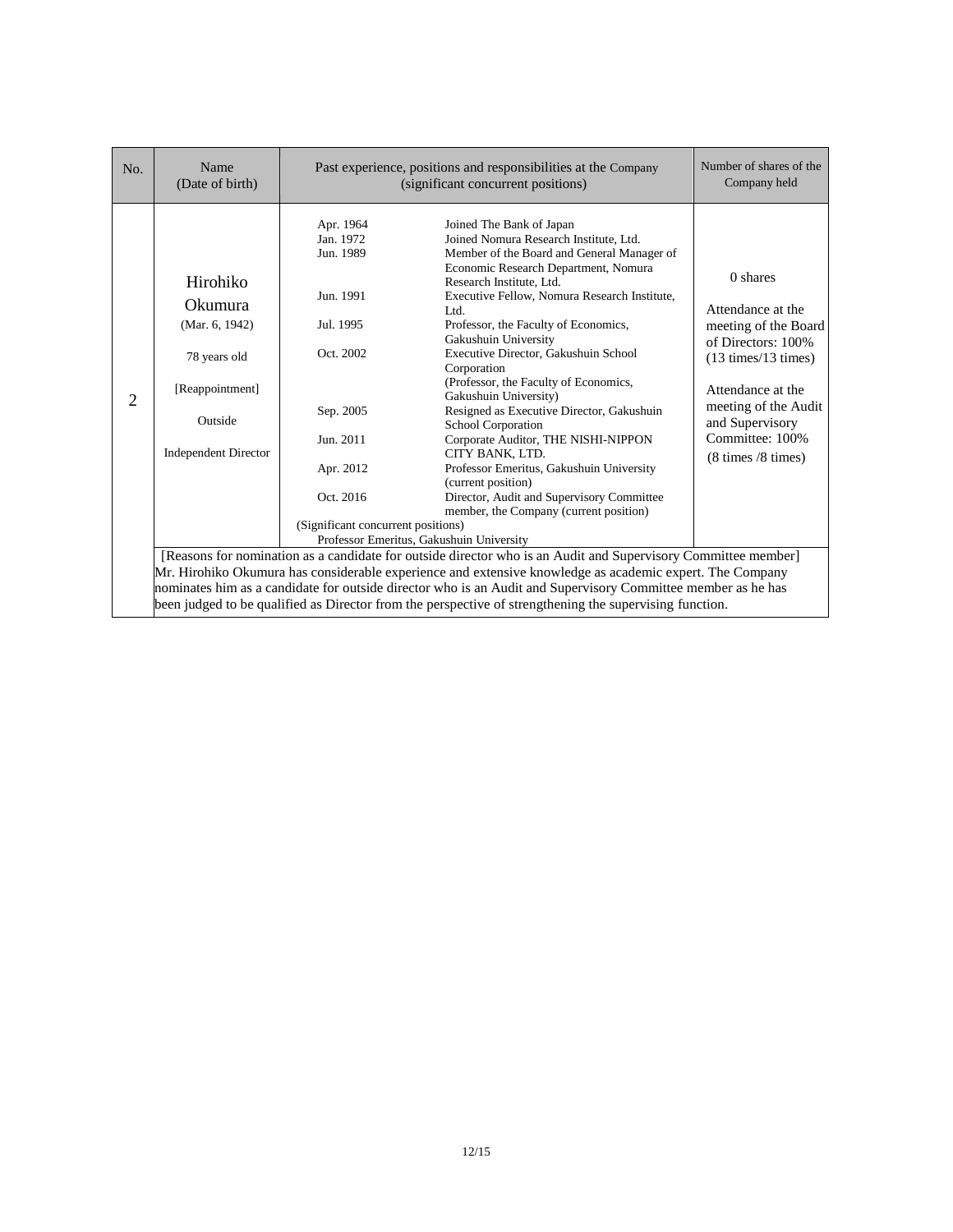| No. | Name (Date of birth) | Past experience, positions and responsibilities at the Company (significant concurrent positions) | Number of shares of the Company held |
| --- | --- | --- | --- |
| 2 | Hirohiko Okumura (Mar. 6, 1942) 78 years old [Reappointment] Outside Independent Director | Apr. 1964 Joined The Bank of Japan<br>Jan. 1972 Joined Nomura Research Institute, Ltd.<br>Jun. 1989 Member of the Board and General Manager of Economic Research Department, Nomura Research Institute, Ltd.<br>Jun. 1991 Executive Fellow, Nomura Research Institute, Ltd.<br>Jul. 1995 Professor, the Faculty of Economics, Gakushuin University<br>Oct. 2002 Executive Director, Gakushuin School Corporation (Professor, the Faculty of Economics, Gakushuin University)<br>Sep. 2005 Resigned as Executive Director, Gakushuin School Corporation<br>Jun. 2011 Corporate Auditor, THE NISHI-NIPPON CITY BANK, LTD.<br>Apr. 2012 Professor Emeritus, Gakushuin University (current position)<br>Oct. 2016 Director, Audit and Supervisory Committee member, the Company (current position)<br>(Significant concurrent positions)<br>Professor Emeritus, Gakushuin University | 0 shares<br><br>Attendance at the meeting of the Board of Directors: 100% (13 times/13 times)<br><br>Attendance at the meeting of the Audit and Supervisory Committee: 100% (8 times /8 times) |
| | [Reasons for nomination as a candidate for outside director who is an Audit and Supervisory Committee member]<br>Mr. Hirohiko Okumura has considerable experience and extensive knowledge as academic expert. The Company nominates him as a candidate for outside director who is an Audit and Supervisory Committee member as he has been judged to be qualified as Director from the perspective of strengthening the supervising function. | | |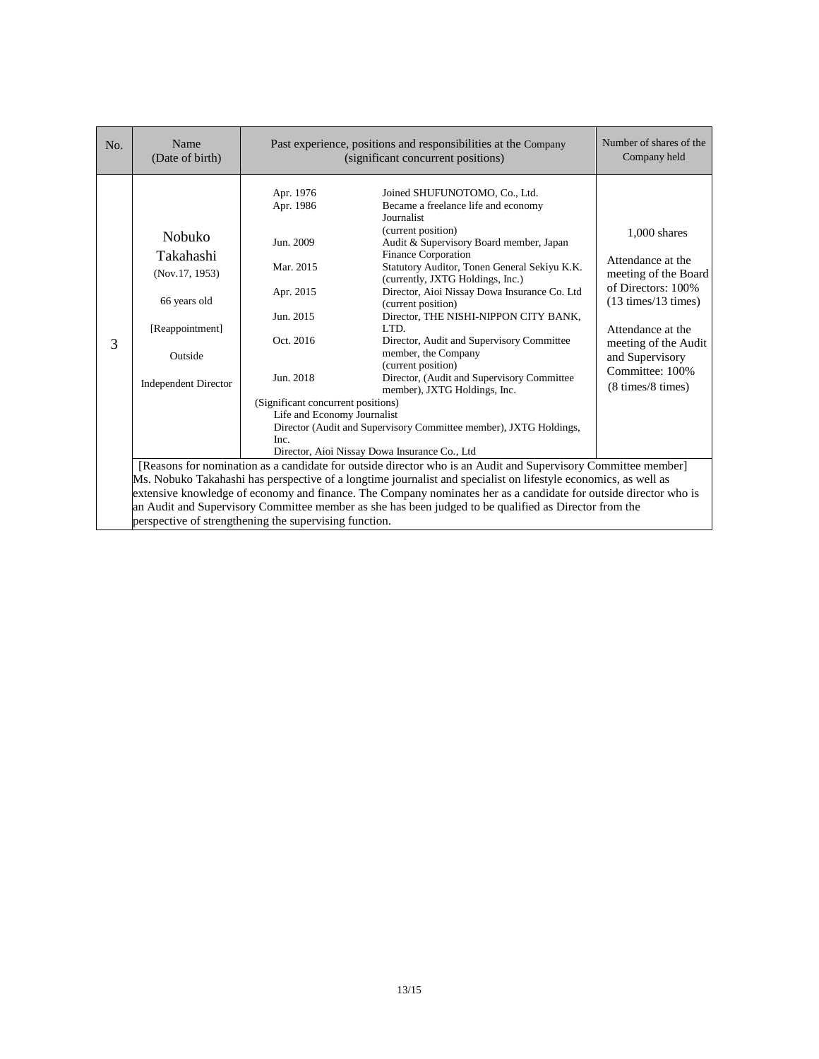| No. | Name (Date of birth) | Past experience, positions and responsibilities at the Company (significant concurrent positions) | Number of shares of the Company held |
|---|---|---|---|
| 3 | Nobuko Takahashi (Nov.17, 1953) 66 years old [Reappointment] Outside Independent Director | Apr. 1976 Joined SHUFUNOTOMO, Co., Ltd.<br>Apr. 1986 Became a freelance life and economy Journalist (current position)<br>Jun. 2009 Audit & Supervisory Board member, Japan Finance Corporation<br>Mar. 2015 Statutory Auditor, Tonen General Sekiyu K.K. (currently, JXTG Holdings, Inc.)<br>Apr. 2015 Director, Aioi Nissay Dowa Insurance Co. Ltd (current position)<br>Jun. 2015 Director, THE NISHI-NIPPON CITY BANK, LTD.<br>Oct. 2016 Director, Audit and Supervisory Committee member, the Company (current position)<br>Jun. 2018 Director, (Audit and Supervisory Committee member), JXTG Holdings, Inc.<br>(Significant concurrent positions)<br>Life and Economy Journalist<br>Director (Audit and Supervisory Committee member), JXTG Holdings, Inc.<br>Director, Aioi Nissay Dowa Insurance Co., Ltd | 1,000 shares<br><br>Attendance at the meeting of the Board of Directors: 100% (13 times/13 times)<br><br>Attendance at the meeting of the Audit and Supervisory Committee: 100% (8 times/8 times) |
| | [Reasons for nomination as a candidate for outside director who is an Audit and Supervisory Committee member]<br>Ms. Nobuko Takahashi has perspective of a longtime journalist and specialist on lifestyle economics, as well as extensive knowledge of economy and finance. The Company nominates her as a candidate for outside director who is an Audit and Supervisory Committee member as she has been judged to be qualified as Director from the perspective of strengthening the supervising function. | | |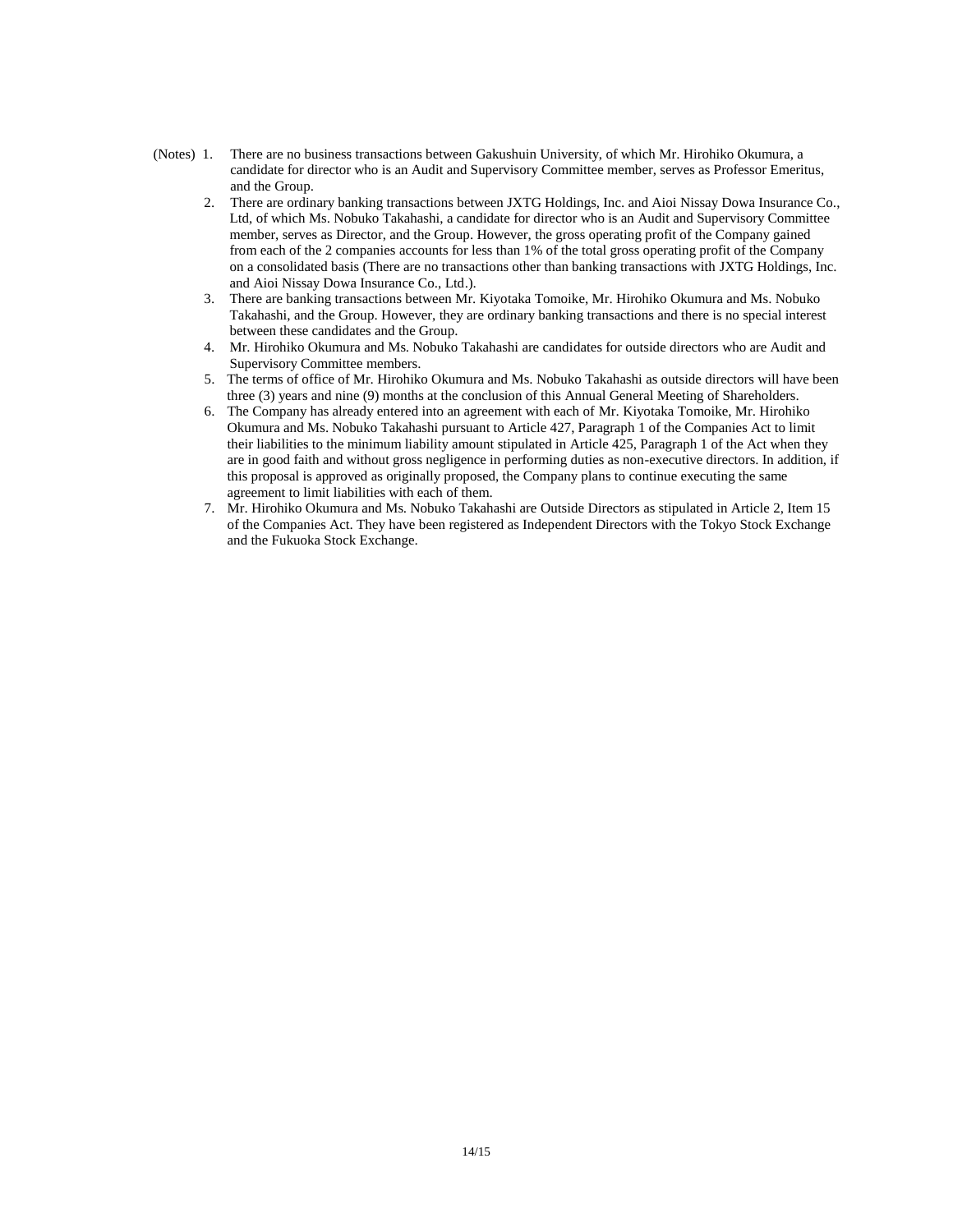(Notes)

1. There are no business transactions between Gakushuin University, of which Mr. Hirohiko Okumura, a candidate for director who is an Audit and Supervisory Committee member, serves as Professor Emeritus, and the Group.
2. There are ordinary banking transactions between JXTG Holdings, Inc. and Aioi Nissay Dowa Insurance Co., Ltd, of which Ms. Nobuko Takahashi, a candidate for director who is an Audit and Supervisory Committee member, serves as Director, and the Group. However, the gross operating profit of the Company gained from each of the 2 companies accounts for less than 1% of the total gross operating profit of the Company on a consolidated basis (There are no transactions other than banking transactions with JXTG Holdings, Inc. and Aioi Nissay Dowa Insurance Co., Ltd.).
3. There are banking transactions between Mr. Kiyotaka Tomoike, Mr. Hirohiko Okumura and Ms. Nobuko Takahashi, and the Group. However, they are ordinary banking transactions and there is no special interest between these candidates and the Group.
4. Mr. Hirohiko Okumura and Ms. Nobuko Takahashi are candidates for outside directors who are Audit and Supervisory Committee members.
5. The terms of office of Mr. Hirohiko Okumura and Ms. Nobuko Takahashi as outside directors will have been three (3) years and nine (9) months at the conclusion of this Annual General Meeting of Shareholders.
6. The Company has already entered into an agreement with each of Mr. Kiyotaka Tomoike, Mr. Hirohiko Okumura and Ms. Nobuko Takahashi pursuant to Article 427, Paragraph 1 of the Companies Act to limit their liabilities to the minimum liability amount stipulated in Article 425, Paragraph 1 of the Act when they are in good faith and without gross negligence in performing duties as non-executive directors. In addition, if this proposal is approved as originally proposed, the Company plans to continue executing the same agreement to limit liabilities with each of them.
7. Mr. Hirohiko Okumura and Ms. Nobuko Takahashi are Outside Directors as stipulated in Article 2, Item 15 of the Companies Act. They have been registered as Independent Directors with the Tokyo Stock Exchange and the Fukuoka Stock Exchange.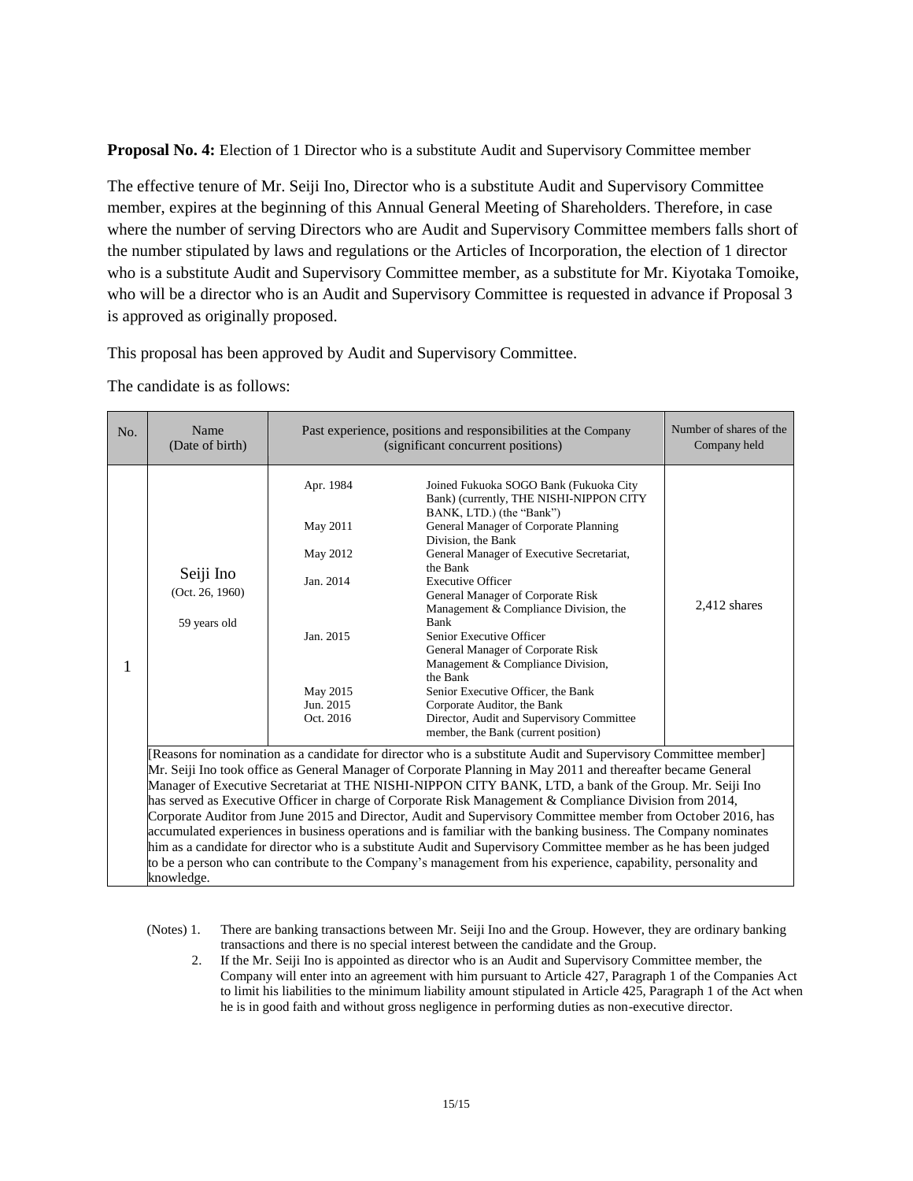**Proposal No. 4:** Election of 1 Director who is a substitute Audit and Supervisory Committee member

The effective tenure of Mr. Seiji Ino, Director who is a substitute Audit and Supervisory Committee member, expires at the beginning of this Annual General Meeting of Shareholders. Therefore, in case where the number of serving Directors who are Audit and Supervisory Committee members falls short of the number stipulated by laws and regulations or the Articles of Incorporation, the election of 1 director who is a substitute Audit and Supervisory Committee member, as a substitute for Mr. Kiyotaka Tomoike, who will be a director who is an Audit and Supervisory Committee is requested in advance if Proposal 3 is approved as originally proposed.

This proposal has been approved by Audit and Supervisory Committee.

The candidate is as follows:

| No. | Name (Date of birth) | Past experience, positions and responsibilities at the Company (significant concurrent positions) | | Number of shares of the Company held |
|---|---|---|---|---|
| 1 | Seiji Ino (Oct. 26, 1960) 59 years old | Apr. 1984 | Joined Fukuoka SOGO Bank (Fukuoka City Bank) (currently, THE NISHI-NIPPON CITY BANK, LTD.) (the "Bank") | 2,412 shares |
| | | May 2011 | General Manager of Corporate Planning Division, the Bank | |
| | | May 2012 | General Manager of Executive Secretariat, the Bank | |
| | | Jan. 2014 | Executive Officer General Manager of Corporate Risk Management & Compliance Division, the Bank | |
| | | Jan. 2015 | Senior Executive Officer General Manager of Corporate Risk Management & Compliance Division, the Bank | |
| | | May 2015 | Senior Executive Officer, the Bank | |
| | | Jun. 2015 | Corporate Auditor, the Bank | |
| | | Oct. 2016 | Director, Audit and Supervisory Committee member, the Bank (current position) | |
| | [Reasons for nomination as a candidate for director who is a substitute Audit and Supervisory Committee member] Mr. Seiji Ino took office as General Manager of Corporate Planning in May 2011 and thereafter became General Manager of Executive Secretariat at THE NISHI-NIPPON CITY BANK, LTD, a bank of the Group. Mr. Seiji Ino has served as Executive Officer in charge of Corporate Risk Management & Compliance Division from 2014, Corporate Auditor from June 2015 and Director, Audit and Supervisory Committee member from October 2016, has accumulated experiences in business operations and is familiar with the banking business. The Company nominates him as a candidate for director who is a substitute Audit and Supervisory Committee member as he has been judged to be a person who can contribute to the Company's management from his experience, capability, personality and knowledge. | | | |

(Notes) 1. There are banking transactions between Mr. Seiji Ino and the Group. However, they are ordinary banking transactions and there is no special interest between the candidate and the Group.

2. If the Mr. Seiji Ino is appointed as director who is an Audit and Supervisory Committee member, the Company will enter into an agreement with him pursuant to Article 427, Paragraph 1 of the Companies Act to limit his liabilities to the minimum liability amount stipulated in Article 425, Paragraph 1 of the Act when he is in good faith and without gross negligence in performing duties as non-executive director.